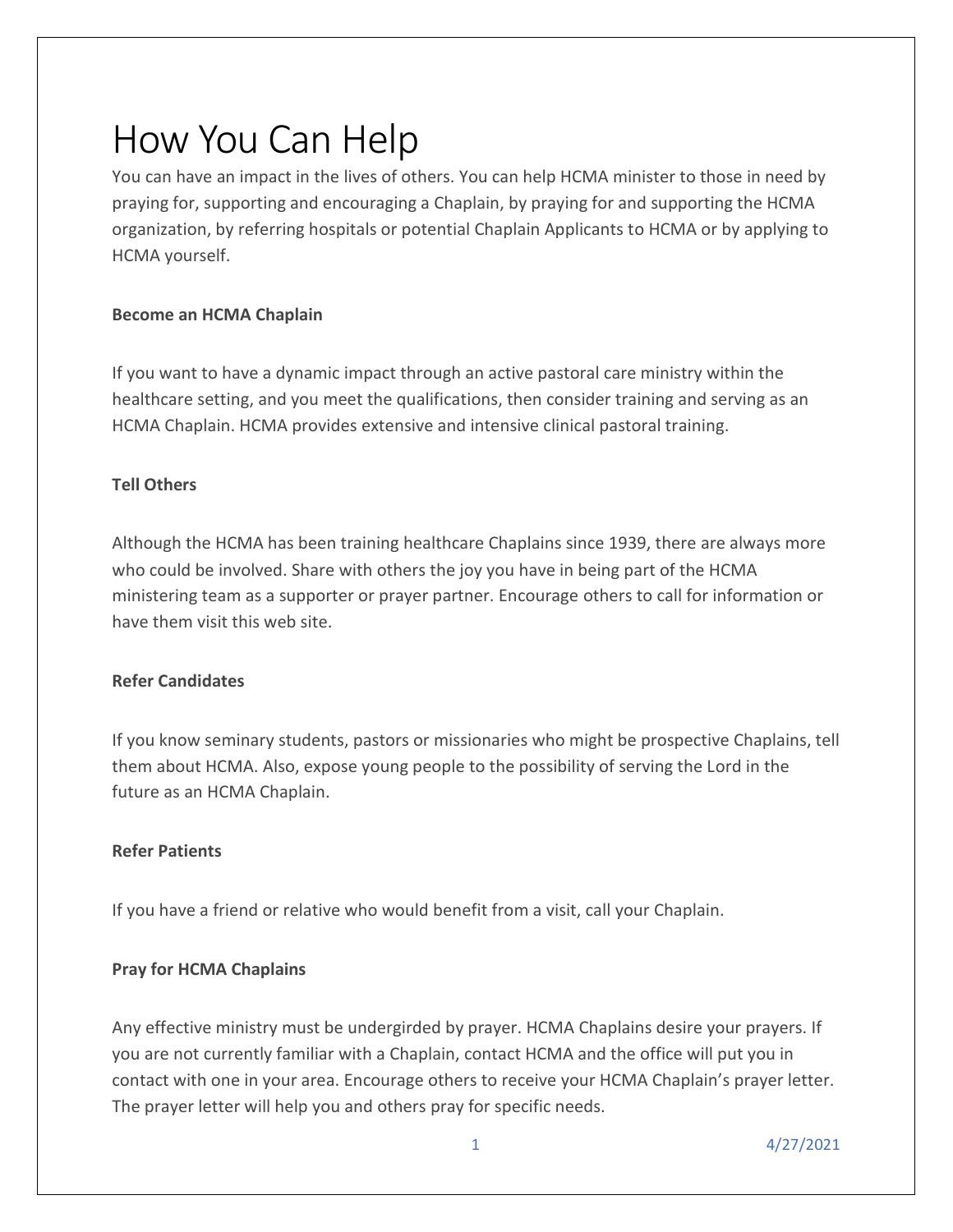# How You Can Help

You can have an impact in the lives of others. You can help HCMA minister to those in need by praying for, supporting and encouraging a Chaplain, by praying for and supporting the HCMA organization, by referring hospitals or potential Chaplain Applicants to HCMA or by applying to HCMA yourself.

**Become an HCMA Chaplain**

If you want to have a dynamic impact through an active pastoral care ministry within the healthcare setting, and you meet the qualifications, then consider training and serving as an HCMA Chaplain. HCMA provides extensive and intensive clinical pastoral training.

**Tell Others**

Although the HCMA has been training healthcare Chaplains since 1939, there are always more who could be involved. Share with others the joy you have in being part of the HCMA ministering team as a supporter or prayer partner. Encourage others to call for information or have them visit this web site.

**Refer Candidates**

If you know seminary students, pastors or missionaries who might be prospective Chaplains, tell them about HCMA. Also, expose young people to the possibility of serving the Lord in the future as an HCMA Chaplain.

**Refer Patients**

If you have a friend or relative who would benefit from a visit, call your Chaplain.

**Pray for HCMA Chaplains**

Any effective ministry must be undergirded by prayer. HCMA Chaplains desire your prayers. If you are not currently familiar with a Chaplain, contact HCMA and the office will put you in contact with one in your area. Encourage others to receive your HCMA Chaplain's prayer letter. The prayer letter will help you and others pray for specific needs.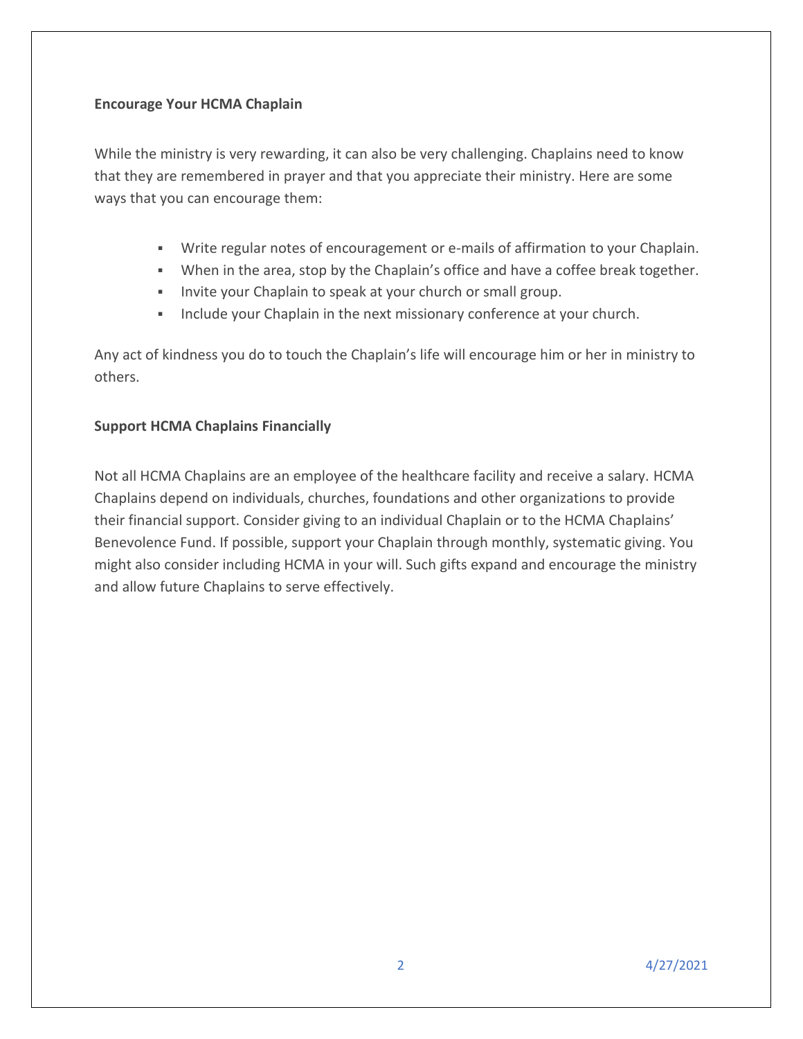**Encourage Your HCMA Chaplain**

While the ministry is very rewarding, it can also be very challenging. Chaplains need to know that they are remembered in prayer and that you appreciate their ministry. Here are some ways that you can encourage them:

- Write regular notes of encouragement or e-mails of affirmation to your Chaplain.
- When in the area, stop by the Chaplain's office and have a coffee break together.
- Invite your Chaplain to speak at your church or small group.
- Include your Chaplain in the next missionary conference at your church.

Any act of kindness you do to touch the Chaplain's life will encourage him or her in ministry to others.

**Support HCMA Chaplains Financially**

Not all HCMA Chaplains are an employee of the healthcare facility and receive a salary. HCMA Chaplains depend on individuals, churches, foundations and other organizations to provide their financial support. Consider giving to an individual Chaplain or to the HCMA Chaplains' Benevolence Fund. If possible, support your Chaplain through monthly, systematic giving. You might also consider including HCMA in your will. Such gifts expand and encourage the ministry and allow future Chaplains to serve effectively.